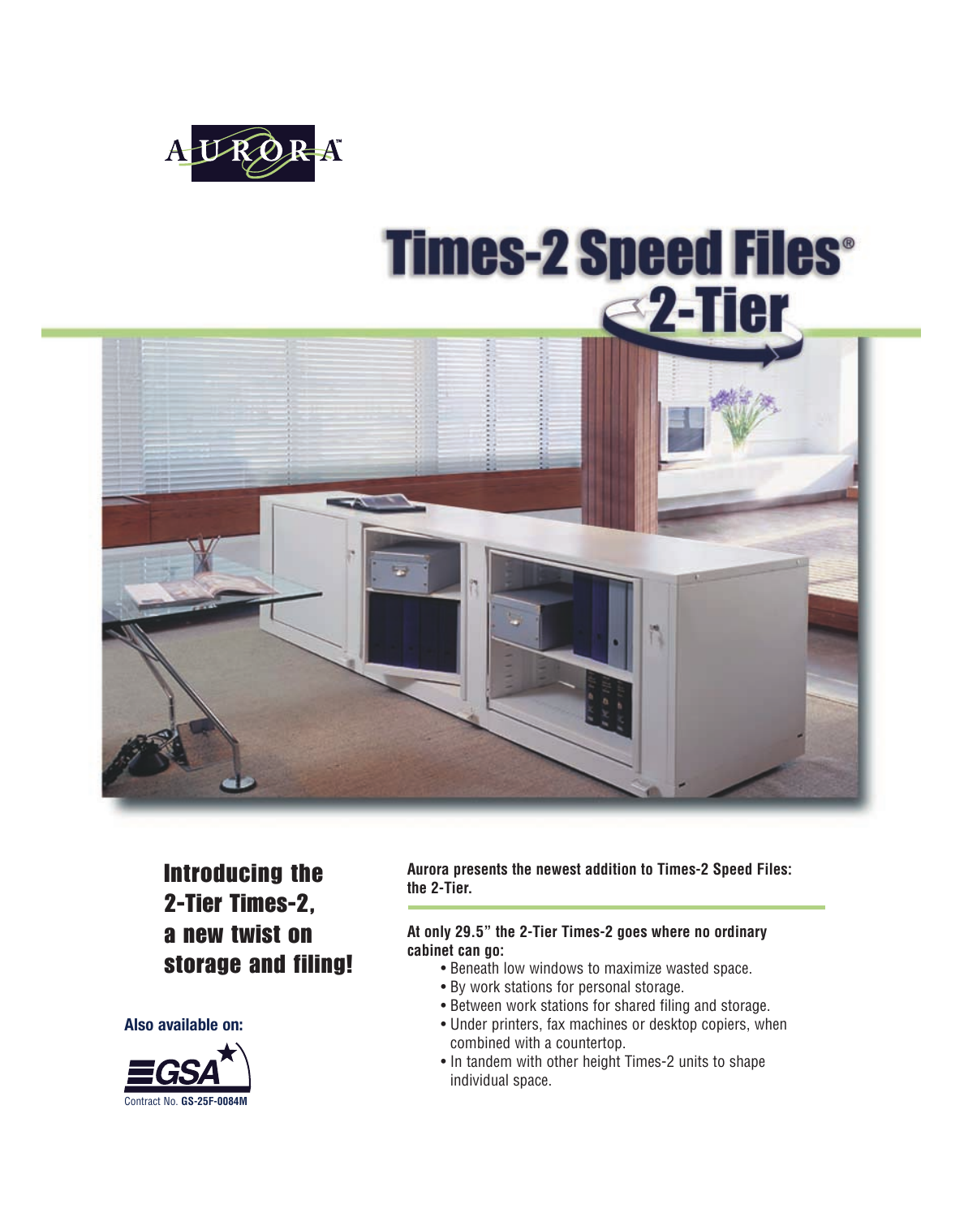AURORA™

# Times-2 Speed Files®

## 2-Tier

## Introducing the 2-Tier Times-2, a new twist on storage and filing!

**Aurora presents the newest addition to Times-2 Speed Files: the 2-Tier.**

**At only 29.5" the 2-Tier Times-2 goes where no ordinary cabinet can go:**

- Beneath low windows to maximize wasted space.
- By work stations for personal storage.
- Between work stations for shared filing and storage.
- Under printers, fax machines or desktop copiers, when combined with a countertop.
- In tandem with other height Times-2 units to shape individual space.

**Also available on:**

GSA

Contract No. **GS-25F-0084M**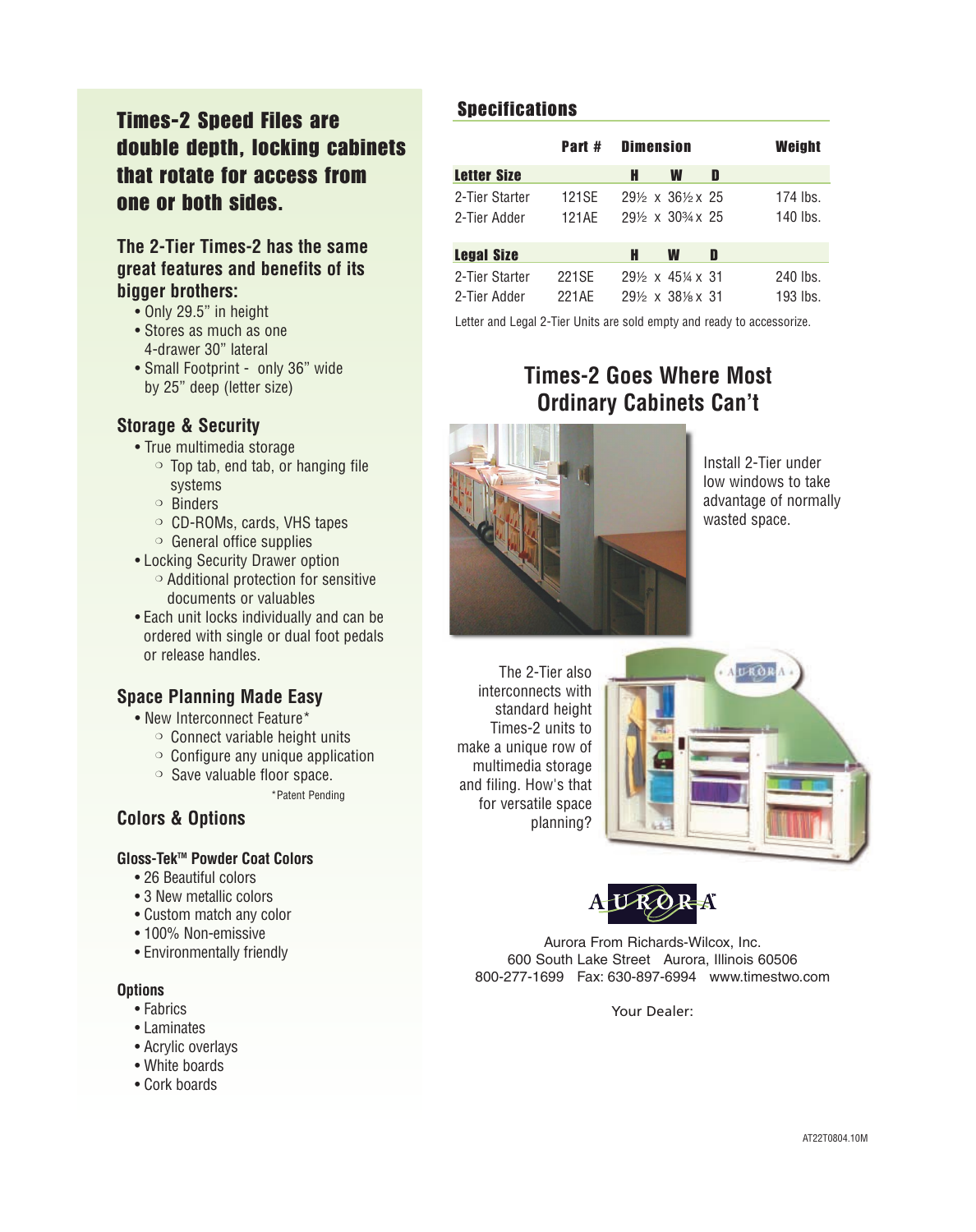## Times-2 Speed Files are double depth, locking cabinets that rotate for access from one or both sides.

### The 2-Tier Times-2 has the same great features and benefits of its bigger brothers:

- Only 29.5" in height
- Stores as much as one 4-drawer 30" lateral
- Small Footprint - only 36" wide by 25" deep (letter size)

### Storage & Security

- True multimedia storage
  - Top tab, end tab, or hanging file systems
  - Binders
  - CD-ROMs, cards, VHS tapes
  - General office supplies
- Locking Security Drawer option
  - Additional protection for sensitive documents or valuables
- Each unit locks individually and can be ordered with single or dual foot pedals or release handles.

### Space Planning Made Easy

- New Interconnect Feature*
  - Connect variable height units
  - Configure any unique application
  - Save valuable floor space.

*Patent Pending

### Colors & Options

#### Gloss-Tek™ Powder Coat Colors

- 26 Beautiful colors
- 3 New metallic colors
- Custom match any color
- 100% Non-emissive
- Environmentally friendly

#### Options

- Fabrics
- Laminates
- Acrylic overlays
- White boards
- Cork boards

## Specifications

| | Part # | Dimension | | | Weight |
|---|---|---|---|---|---|
| **Letter Size** | | **H** | **W** | **D** | |
| 2-Tier Starter | 121SE | 29½ | x 36½ | x 25 | 174 lbs. |
| 2-Tier Adder | 121AE | 29½ | x 30¾ | x 25 | 140 lbs. |
| **Legal Size** | | **H** | **W** | **D** | |
| 2-Tier Starter | 221SE | 29½ | x 45¼ | x 31 | 240 lbs. |
| 2-Tier Adder | 221AE | 29½ | x 38⅛ | x 31 | 193 lbs. |

Letter and Legal 2-Tier Units are sold empty and ready to accessorize.

## Times-2 Goes Where Most Ordinary Cabinets Can't

Install 2-Tier under low windows to take advantage of normally wasted space.

The 2-Tier also interconnects with standard height Times-2 units to make a unique row of multimedia storage and filing. How's that for versatile space planning?

AURORA

Aurora From Richards-Wilcox, Inc.
600 South Lake Street Aurora, Illinois 60506
800-277-1699 Fax: 630-897-6994 www.timestwo.com

Your Dealer:

AT22T0804.10M